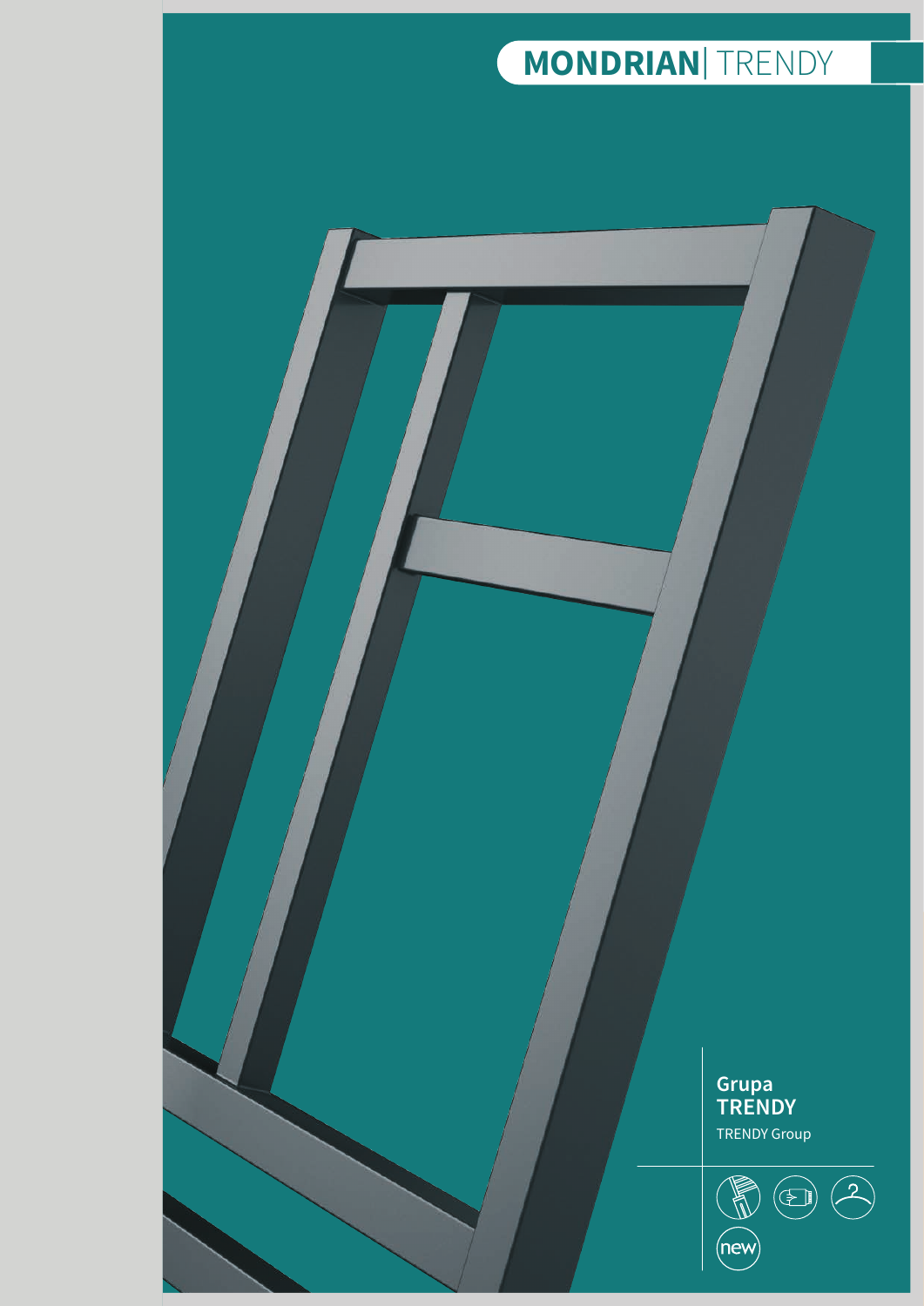# **MONDRIAN** | TRENDY

**Grupa TRENDY**

TRENDY Group

new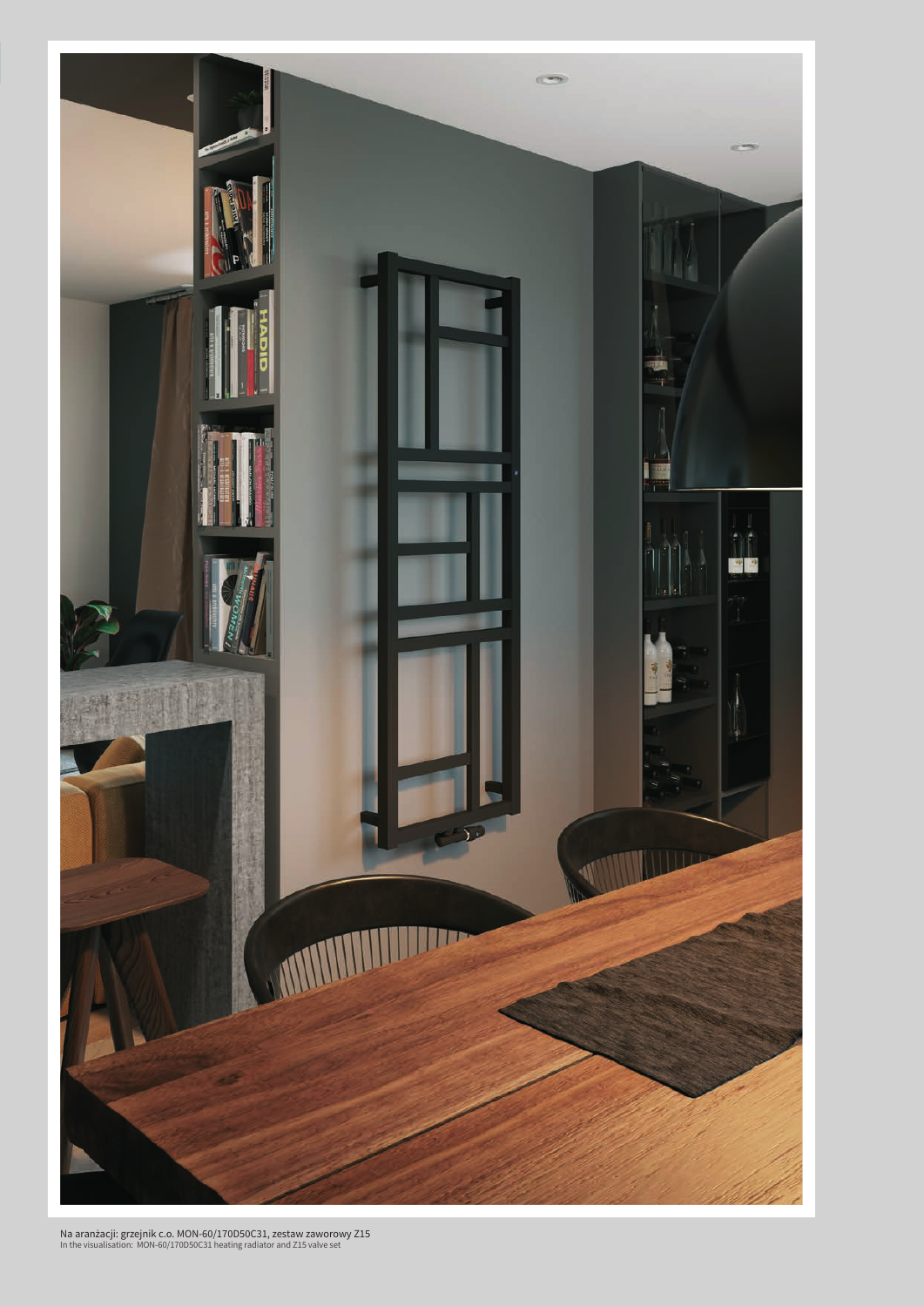Na aranżacji: grzejnik c.o. MON-60/170D50C31, zestaw zaworowy Z15
In the visualisation: MON-60/170D50C31 heating radiator and Z15 valve set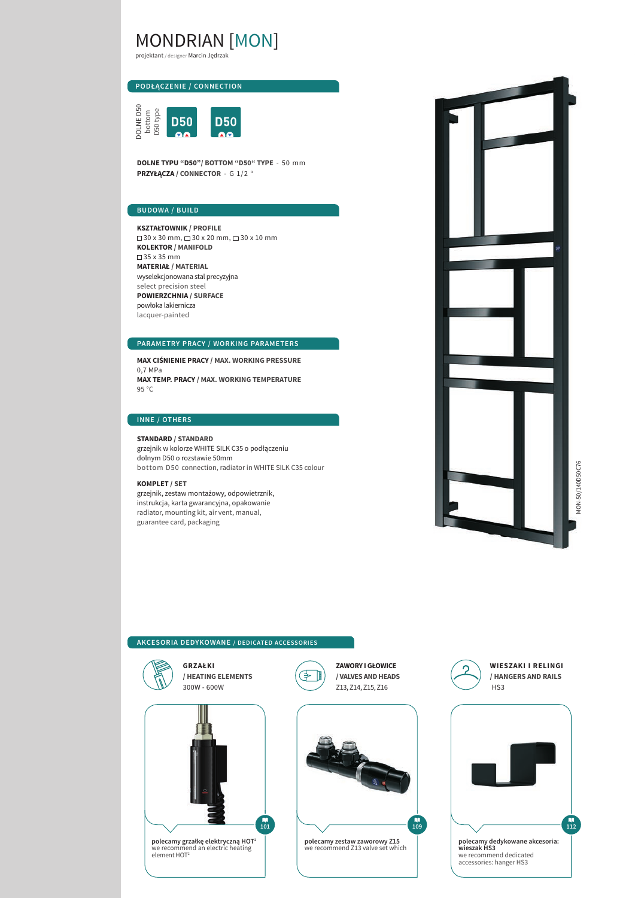# MONDRIAN [MON]

projektant / designer Marcin Jędrzak

## PODŁĄCZENIE / CONNECTION

DOLNE D50 bottom D50 type

D50 D50

**DOLNE TYPU "D50"/ BOTTOM "D50" TYPE** - 50 mm
**PRZYŁĄCZA / CONNECTOR** - G 1/2 "

## BUDOWA / BUILD

**KSZTAŁTOWNIK / PROFILE**
□ 30 x 30 mm, ▭ 30 x 20 mm, ▭ 30 x 10 mm
**KOLEKTOR / MANIFOLD**
□ 35 x 35 mm
**MATERIAŁ / MATERIAL**
wyselekcjonowana stal precyzyjna
select precision steel
**POWIERZCHNIA / SURFACE**
powłoka lakiernicza
lacquer-painted

## PARAMETRY PRACY / WORKING PARAMETERS

**MAX CIŚNIENIE PRACY / MAX. WORKING PRESSURE**
0,7 MPa
**MAX TEMP. PRACY / MAX. WORKING TEMPERATURE**
95 °C

## INNE / OTHERS

**STANDARD / STANDARD**
grzejnik w kolorze WHITE SILK C35 o podłączeniu dolnym D50 o rozstawie 50mm
bottom D50 connection, radiator in WHITE SILK C35 colour

**KOMPLET / SET**
grzejnik, zestaw montażowy, odpowietrznik, instrukcja, karta gwarancyjna, opakowanie
radiator, mounting kit, air vent, manual, guarantee card, packaging

MON-50/1400D50C76

## AKCESORIA DEDYKOWANE / DEDICATED ACCESSORIES

**GRZAŁKI / HEATING ELEMENTS**
300W - 600W

101

polecamy grzałkę elektryczną HOT[2]
we recommend an electric heating element HOT[2]

**ZAWORY I GŁOWICE / VALVES AND HEADS**
Z13, Z14, Z15, Z16

109

polecamy zestaw zaworowy Z15
we recommend Z13 valve set which

**WIESZAKI I RELINGI / HANGERS AND RAILS**
HS3

112

polecamy dedykowane akcesoria: wieszak HS3
we recommend dedicated accessories: hanger HS3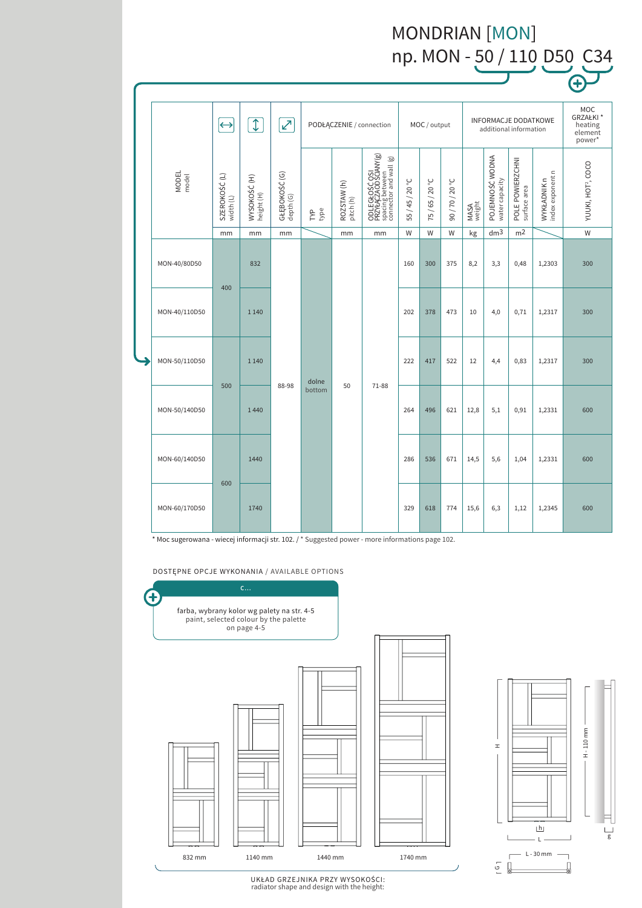# MONDRIAN [MON]

np. MON - 50 / 110 D50 C34

| MODEL model | SZEROKOŚĆ (L) width (L) | WYSOKOŚĆ (H) height (H) | GŁĘBOKOŚĆ (G) depth (G) | PODŁĄCZENIE / connection | | | MOC / output | | | INFORMACJE DODATKOWE additional information | | | | MOC GRZAŁKI * heating element power* |
|---|---|---|---|---|---|---|---|---|---|---|---|---|---|---|
| | | | | TYP type | ROZSTAW (h) pitch (h) | ODLEGŁOŚĆ OSI PRZYŁĄCZA OD ŚCIANY (g) spacing between connector and wall (g) | 55 / 45 / 20 °C | 75 / 65 / 20 °C | 90 / 70 / 20 °C | MASA weight | POJEMNOŚĆ WODNA water capacity | POLE POWIERZCHNI surface area | WYKŁADNIK n index exponent n | YUUKI, HOT², COCO |
| | mm | mm | mm | | mm | mm | W | W | W | kg | dm3 | m2 | | W |
| MON-40/80D50 | 400 | 832 | 88-98 | dolne bottom | 50 | 71-88 | 160 | 300 | 375 | 8,2 | 3,3 | 0,48 | 1,2303 | 300 |
| MON-40/110D50 | 400 | 1 140 | 88-98 | dolne bottom | 50 | 71-88 | 202 | 378 | 473 | 10 | 4,0 | 0,71 | 1,2317 | 300 |
| MON-50/110D50 | 500 | 1 140 | 88-98 | dolne bottom | 50 | 71-88 | 222 | 417 | 522 | 12 | 4,4 | 0,83 | 1,2317 | 300 |
| MON-50/140D50 | 500 | 1 440 | 88-98 | dolne bottom | 50 | 71-88 | 264 | 496 | 621 | 12,8 | 5,1 | 0,91 | 1,2331 | 600 |
| MON-60/140D50 | 600 | 1440 | 88-98 | dolne bottom | 50 | 71-88 | 286 | 536 | 671 | 14,5 | 5,6 | 1,04 | 1,2331 | 600 |
| MON-60/170D50 | 600 | 1740 | 88-98 | dolne bottom | 50 | 71-88 | 329 | 618 | 774 | 15,6 | 6,3 | 1,12 | 1,2345 | 600 |

\* Moc sugerowana - wiecej informacji str. 102. / * Suggested power - more informations page 102.

DOSTĘPNE OPCJE WYKONANIA / AVAILABLE OPTIONS

| C... |
|---|
| farba, wybrany kolor wg palety na str. 4-5 paint, selected colour by the palette on page 4-5 |

832 mm

1140 mm

1440 mm

1740 mm

UKŁAD GRZEJNIKA PRZY WYSOKOŚCI: radiator shape and design with the height:

H

H - 110 mm

h

L

g

L - 30 mm

G